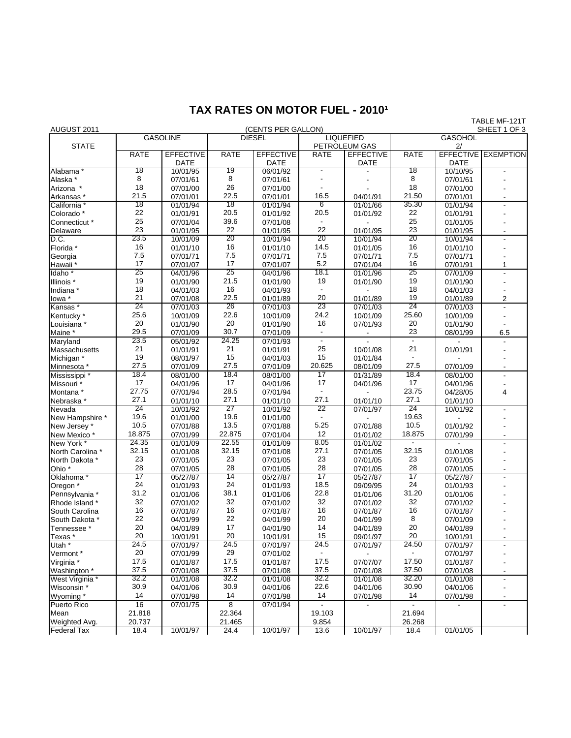# TAX RATES ON MOTOR FUEL - 2010[1]

AUGUST 2011 — (CENTS PER GALLON) — TABLE MF-121T, SHEET 1 OF 3

| STATE | GASOLINE | | DIESEL | | LIQUEFIED PETROLEUM GAS | | GASOHOL 2/ | | |
|---|---|---|---|---|---|---|---|---|---|
| | RATE | EFFECTIVE DATE | RATE | EFFECTIVE DATE | RATE | EFFECTIVE DATE | RATE | EFFECTIVE DATE | EXEMPTION |
| Alabama * | 18 | 10/01/95 | 19 | 06/01/92 | - | - | 18 | 10/10/95 | - |
| Alaska * | 8 | 07/01/61 | 8 | 07/01/61 | - | - | 8 | 07/01/61 | - |
| Arizona * | 18 | 07/01/00 | 26 | 07/01/00 | - | - | 18 | 07/01/00 | - |
| Arkansas * | 21.5 | 07/01/01 | 22.5 | 07/01/01 | 16.5 | 04/01/91 | 21.50 | 07/01/01 | - |
| California * | 18 | 01/01/94 | 18 | 01/01/94 | 6 | 01/01/66 | 35.30 | 01/01/94 | - |
| Colorado * | 22 | 01/01/91 | 20.5 | 01/01/92 | 20.5 | 01/01/92 | 22 | 01/01/91 | - |
| Connecticut * | 25 | 07/01/04 | 39.6 | 07/01/08 | - | - | 25 | 01/01/05 | - |
| Delaware | 23 | 01/01/95 | 22 | 01/01/95 | 22 | 01/01/95 | 23 | 01/01/95 | - |
| D.C. | 23.5 | 10/01/09 | 20 | 10/01/94 | 20 | 10/01/94 | 20 | 10/01/94 | - |
| Florida * | 16 | 01/01/10 | 16 | 01/01/10 | 14.5 | 01/01/05 | 16 | 01/01/10 | - |
| Georgia | 7.5 | 07/01/71 | 7.5 | 07/01/71 | 7.5 | 07/01/71 | 7.5 | 07/01/71 | - |
| Hawaii * | 17 | 07/01/07 | 17 | 07/01/07 | 5.2 | 07/01/04 | 16 | 07/01/91 | 1 |
| Idaho * | 25 | 04/01/96 | 25 | 04/01/96 | 18.1 | 01/01/96 | 25 | 07/01/09 | - |
| Illinois * | 19 | 01/01/90 | 21.5 | 01/01/90 | 19 | 01/01/90 | 19 | 01/01/90 | - |
| Indiana * | 18 | 04/01/03 | 16 | 04/01/93 | - | - | 18 | 04/01/03 | - |
| Iowa * | 21 | 07/01/08 | 22.5 | 01/01/89 | 20 | 01/01/89 | 19 | 01/01/89 | 2 |
| Kansas * | 24 | 07/01/03 | 26 | 07/01/03 | 23 | 07/01/03 | 24 | 07/01/03 | - |
| Kentucky * | 25.6 | 10/01/09 | 22.6 | 10/01/09 | 24.2 | 10/01/09 | 25.60 | 10/01/09 | - |
| Louisiana * | 20 | 01/01/90 | 20 | 01/01/90 | 16 | 07/01/93 | 20 | 01/01/90 | - |
| Maine * | 29.5 | 07/01/09 | 30.7 | 07/01/09 | - | - | 23 | 08/01/99 | 6.5 |
| Maryland | 23.5 | 05/01/92 | 24.25 | 07/01/93 | - | - | - | - | - |
| Massachusetts | 21 | 01/01/91 | 21 | 01/01/91 | 25 | 10/01/08 | 21 | 01/01/91 | - |
| Michigan * | 19 | 08/01/97 | 15 | 04/01/03 | 15 | 01/01/84 | - | - | - |
| Minnesota * | 27.5 | 07/01/09 | 27.5 | 07/01/09 | 20.625 | 08/01/09 | 27.5 | 07/01/09 | - |
| Mississippi * | 18.4 | 08/01/00 | 18.4 | 08/01/00 | 17 | 01/31/89 | 18.4 | 08/01/00 | - |
| Missouri * | 17 | 04/01/96 | 17 | 04/01/96 | 17 | 04/01/96 | 17 | 04/01/96 | - |
| Montana * | 27.75 | 07/01/94 | 28.5 | 07/01/94 | - | - | 23.75 | 04/28/05 | 4 |
| Nebraska * | 27.1 | 01/01/10 | 27.1 | 01/01/10 | 27.1 | 01/01/10 | 27.1 | 01/01/10 | |
| Nevada | 24 | 10/01/92 | 27 | 10/01/92 | 22 | 07/01/97 | 24 | 10/01/92 | - |
| New Hampshire * | 19.6 | 01/01/00 | 19.6 | 01/01/00 | - | - | 19.63 | - | - |
| New Jersey * | 10.5 | 07/01/88 | 13.5 | 07/01/88 | 5.25 | 07/01/88 | 10.5 | 01/01/92 | - |
| New Mexico * | 18.875 | 07/01/99 | 22.875 | 07/01/04 | 12 | 01/01/02 | 18.875 | 07/01/99 | - |
| New York * | 24.35 | 01/01/09 | 22.55 | 01/01/09 | 8.05 | 01/01/02 | - | - | - |
| North Carolina * | 32.15 | 01/01/08 | 32.15 | 07/01/08 | 27.1 | 07/01/05 | 32.15 | 01/01/08 | - |
| North Dakota * | 23 | 07/01/05 | 23 | 07/01/05 | 23 | 07/01/05 | 23 | 07/01/05 | - |
| Ohio * | 28 | 07/01/05 | 28 | 07/01/05 | 28 | 07/01/05 | 28 | 07/01/05 | - |
| Oklahoma * | 17 | 05/27/87 | 14 | 05/27/87 | 17 | 05/27/87 | 17 | 05/27/87 | - |
| Oregon * | 24 | 01/01/93 | 24 | 01/01/93 | 18.5 | 09/09/95 | 24 | 01/01/93 | - |
| Pennsylvania * | 31.2 | 01/01/06 | 38.1 | 01/01/06 | 22.8 | 01/01/06 | 31.20 | 01/01/06 | - |
| Rhode Island * | 32 | 07/01/02 | 32 | 07/01/02 | 32 | 07/01/02 | 32 | 07/01/02 | - |
| South Carolina | 16 | 07/01/87 | 16 | 07/01/87 | 16 | 07/01/87 | 16 | 07/01/87 | - |
| South Dakota * | 22 | 04/01/99 | 22 | 04/01/99 | 20 | 04/01/99 | 8 | 07/01/09 | - |
| Tennessee * | 20 | 04/01/89 | 17 | 04/01/90 | 14 | 04/01/89 | 20 | 04/01/89 | - |
| Texas * | 20 | 10/01/91 | 20 | 10/01/91 | 15 | 09/01/97 | 20 | 10/01/91 | - |
| Utah * | 24.5 | 07/01/97 | 24.5 | 07/01/97 | 24.5 | 07/01/97 | 24.50 | 07/01/97 | - |
| Vermont * | 20 | 07/01/99 | 29 | 07/01/02 | - | - | - | 07/01/97 | - |
| Virginia * | 17.5 | 01/01/87 | 17.5 | 01/01/87 | 17.5 | 07/07/07 | 17.50 | 01/01/87 | - |
| Washington * | 37.5 | 07/01/08 | 37.5 | 07/01/08 | 37.5 | 07/01/08 | 37.50 | 07/01/08 | - |
| West Virginia * | 32.2 | 01/01/08 | 32.2 | 01/01/08 | 32.2 | 01/01/08 | 32.20 | 01/01/08 | - |
| Wisconsin * | 30.9 | 04/01/06 | 30.9 | 04/01/06 | 22.6 | 04/01/06 | 30.90 | 04/01/06 | - |
| Wyoming * | 14 | 07/01/98 | 14 | 07/01/98 | 14 | 07/01/98 | 14 | 07/01/98 | - |
| Puerto Rico | 16 | 07/01/75 | 8 | 07/01/94 | - | - | - | - | - |
| Mean | 21.818 | | 22.364 | | 19.103 | | 21.694 | | |
| Weighted Avg. | 20.737 | | 21.465 | | 9.854 | | 26.268 | | |
| Federal Tax | 18.4 | 10/01/97 | 24.4 | 10/01/97 | 13.6 | 10/01/97 | 18.4 | 01/01/05 | |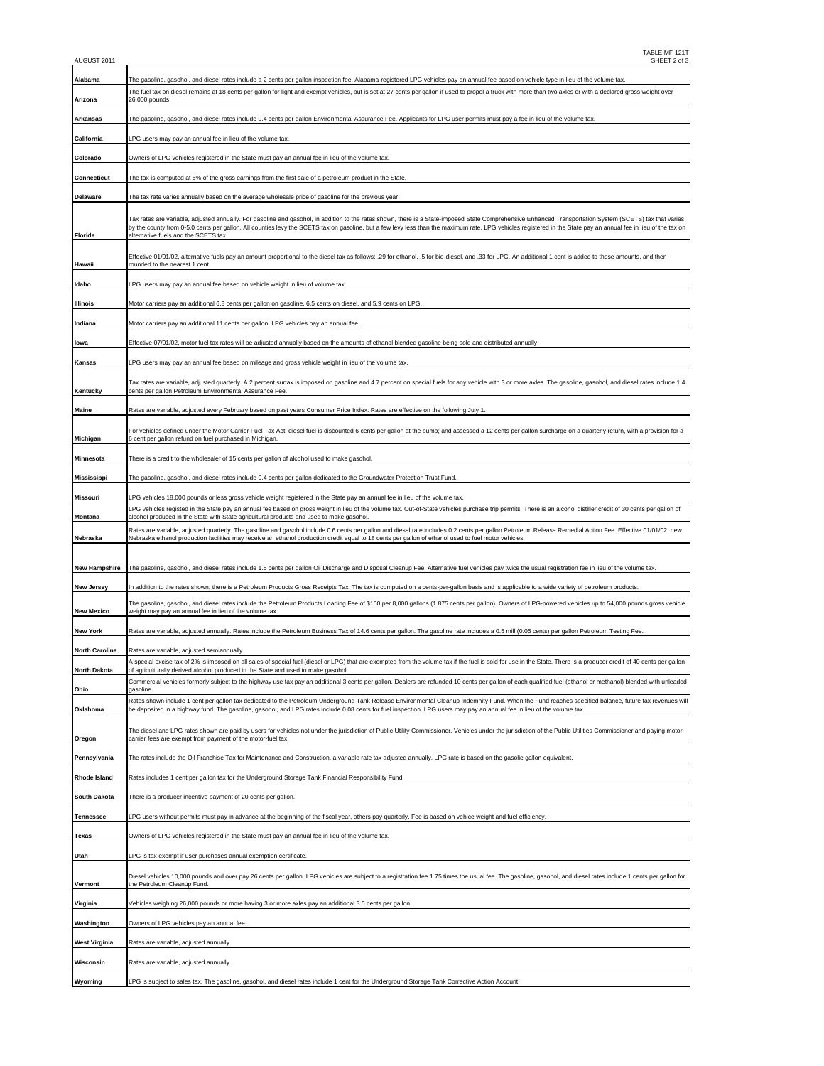| State | Notes |
|---|---|
| Alabama | The gasoline, gasohol, and diesel rates include a 2 cents per gallon inspection fee. Alabama-registered LPG vehicles pay an annual fee based on vehicle type in lieu of the volume tax. |
| Arizona | The fuel tax on diesel remains at 18 cents per gallon for light and exempt vehicles, but is set at 27 cents per gallon if used to propel a truck with more than two axles or with a declared gross weight over 26,000 pounds. |
| Arkansas | The gasoline, gasohol, and diesel rates include 0.4 cents per gallon Environmental Assurance Fee. Applicants for LPG user permits must pay a fee in lieu of the volume tax. |
| California | LPG users may pay an annual fee in lieu of the volume tax. |
| Colorado | Owners of LPG vehicles registered in the State must pay an annual fee in lieu of the volume tax. |
| Connecticut | The tax is computed at 5% of the gross earnings from the first sale of a petroleum product in the State. |
| Delaware | The tax rate varies annually based on the average wholesale price of gasoline for the previous year. |
| Florida | Tax rates are variable, adjusted annually. For gasoline and gasohol, in addition to the rates shown, there is a State-imposed State Comprehensive Enhanced Transportation System (SCETS) tax that varies by the county from 0-5.0 cents per gallon. All counties levy the SCETS tax on gasoline, but a few levy less than the maximum rate. LPG vehicles registered in the State pay an annual fee in lieu of the tax on alternative fuels and the SCETS tax. |
| Hawaii | Effective 01/01/02, alternative fuels pay an amount proportional to the diesel tax as follows: .29 for ethanol, .5 for bio-diesel, and .33 for LPG. An additional 1 cent is added to these amounts, and then rounded to the nearest 1 cent. |
| Idaho | LPG users may pay an annual fee based on vehicle weight in lieu of volume tax. |
| Illinois | Motor carriers pay an additional 6.3 cents per gallon on gasoline, 6.5 cents on diesel, and 5.9 cents on LPG. |
| Indiana | Motor carriers pay an additional 11 cents per gallon. LPG vehicles pay an annual fee. |
| Iowa | Effective 07/01/02, motor fuel tax rates will be adjusted annually based on the amounts of ethanol blended gasoline being sold and distributed annually. |
| Kansas | LPG users may pay an annual fee based on mileage and gross vehicle weight in lieu of the volume tax. |
| Kentucky | Tax rates are variable, adjusted quarterly. A 2 percent surtax is imposed on gasoline and 4.7 percent on special fuels for any vehicle with 3 or more axles. The gasoline, gasohol, and diesel rates include 1.4 cents per gallon Petroleum Environmental Assurance Fee. |
| Maine | Rates are variable, adjusted every February based on past years Consumer Price Index. Rates are effective on the following July 1. |
| Michigan | For vehicles defined under the Motor Carrier Fuel Tax Act, diesel fuel is discounted 6 cents per gallon at the pump; and assessed a 12 cents per gallon surcharge on a quarterly return, with a provision for a 6 cent per gallon refund on fuel purchased in Michigan. |
| Minnesota | There is a credit to the wholesaler of 15 cents per gallon of alcohol used to make gasohol. |
| Mississippi | The gasoline, gasohol, and diesel rates include 0.4 cents per gallon dedicated to the Groundwater Protection Trust Fund. |
| Missouri | LPG vehicles 18,000 pounds or less gross vehicle weight registered in the State pay an annual fee in lieu of the volume tax. |
| Montana | LPG vehicles registed in the State pay an annual fee based on gross weight in lieu of the volume tax. Out-of-State vehicles purchase trip permits. There is an alcohol distiller credit of 30 cents per gallon of alcohol produced in the State with State agricultural products and used to make gasohol. |
| Nebraska | Rates are variable, adjusted quarterly. The gasoline and gasohol include 0.6 cents per gallon and diesel rate includes 0.2 cents per gallon Petroleum Release Remedial Action Fee. Effective 01/01/02, new Nebraska ethanol production facilities may receive an ethanol production credit equal to 18 cents per gallon of ethanol used to fuel motor vehicles. |
| New Hampshire | The gasoline, gasohol, and diesel rates include 1.5 cents per gallon Oil Discharge and Disposal Cleanup Fee. Alternative fuel vehicles pay twice the usual registration fee in lieu of the volume tax. |
| New Jersey | In addition to the rates shown, there is a Petroleum Products Gross Receipts Tax. The tax is computed on a cents-per-gallon basis and is applicable to a wide variety of petroleum products. |
| New Mexico | The gasoline, gasohol, and diesel rates include the Petroleum Products Loading Fee of $150 per 8,000 gallons (1.875 cents per gallon). Owners of LPG-powered vehicles up to 54,000 pounds gross vehicle weight may pay an annual fee in lieu of the volume tax. |
| New York | Rates are variable, adjusted annually. Rates include the Petroleum Business Tax of 14.6 cents per gallon. The gasoline rate includes a 0.5 mill (0.05 cents) per gallon Petroleum Testing Fee. |
| North Carolina | Rates are variable, adjusted semiannually. |
| North Dakota | A special excise tax of 2% is imposed on all sales of special fuel (diesel or LPG) that are exempted from the volume tax if the fuel is sold for use in the State. There is a producer credit of 40 cents per gallon of agriculturally derived alcohol produced in the State and used to make gasohol. |
| Ohio | Commercial vehicles formerly subject to the highway use tax pay an additional 3 cents per gallon. Dealers are refunded 10 cents per gallon of each qualified fuel (ethanol or methanol) blended with unleaded gasoline. |
| Oklahoma | Rates shown include 1 cent per gallon tax dedicated to the Petroleum Underground Tank Release Environmental Cleanup Indemnity Fund. When the Fund reaches specified balance, future tax revenues will be deposited in a highway fund. The gasoline, gasohol, and LPG rates include 0.08 cents for fuel inspection. LPG users may pay an annual fee in lieu of the volume tax. |
| Oregon | The diesel and LPG rates shown are paid by users for vehicles not under the jurisdiction of Public Utility Commissioner. Vehicles under the jurisdiction of the Public Utilities Commissioner and paying motor-carrier fees are exempt from payment of the motor-fuel tax. |
| Pennsylvania | The rates include the Oil Franchise Tax for Maintenance and Construction, a variable rate tax adjusted annually. LPG rate is based on the gasolie gallon equivalent. |
| Rhode Island | Rates includes 1 cent per gallon tax for the Underground Storage Tank Financial Responsibility Fund. |
| South Dakota | There is a producer incentive payment of 20 cents per gallon. |
| Tennessee | LPG users without permits must pay in advance at the beginning of the fiscal year, others pay quarterly. Fee is based on vehice weight and fuel efficiency. |
| Texas | Owners of LPG vehicles registered in the State must pay an annual fee in lieu of the volume tax. |
| Utah | LPG is tax exempt if user purchases annual exemption certificate. |
| Vermont | Diesel vehicles 10,000 pounds and over pay 26 cents per gallon. LPG vehicles are subject to a registration fee 1.75 times the usual fee. The gasoline, gasohol, and diesel rates include 1 cents per gallon for the Petroleum Cleanup Fund. |
| Virginia | Vehicles weighing 26,000 pounds or more having 3 or more axles pay an additional 3.5 cents per gallon. |
| Washington | Owners of LPG vehicles pay an annual fee. |
| West Virginia | Rates are variable, adjusted annually. |
| Wisconsin | Rates are variable, adjusted annually. |
| Wyoming | LPG is subject to sales tax. The gasoline, gasohol, and diesel rates include 1 cent for the Underground Storage Tank Corrective Action Account. |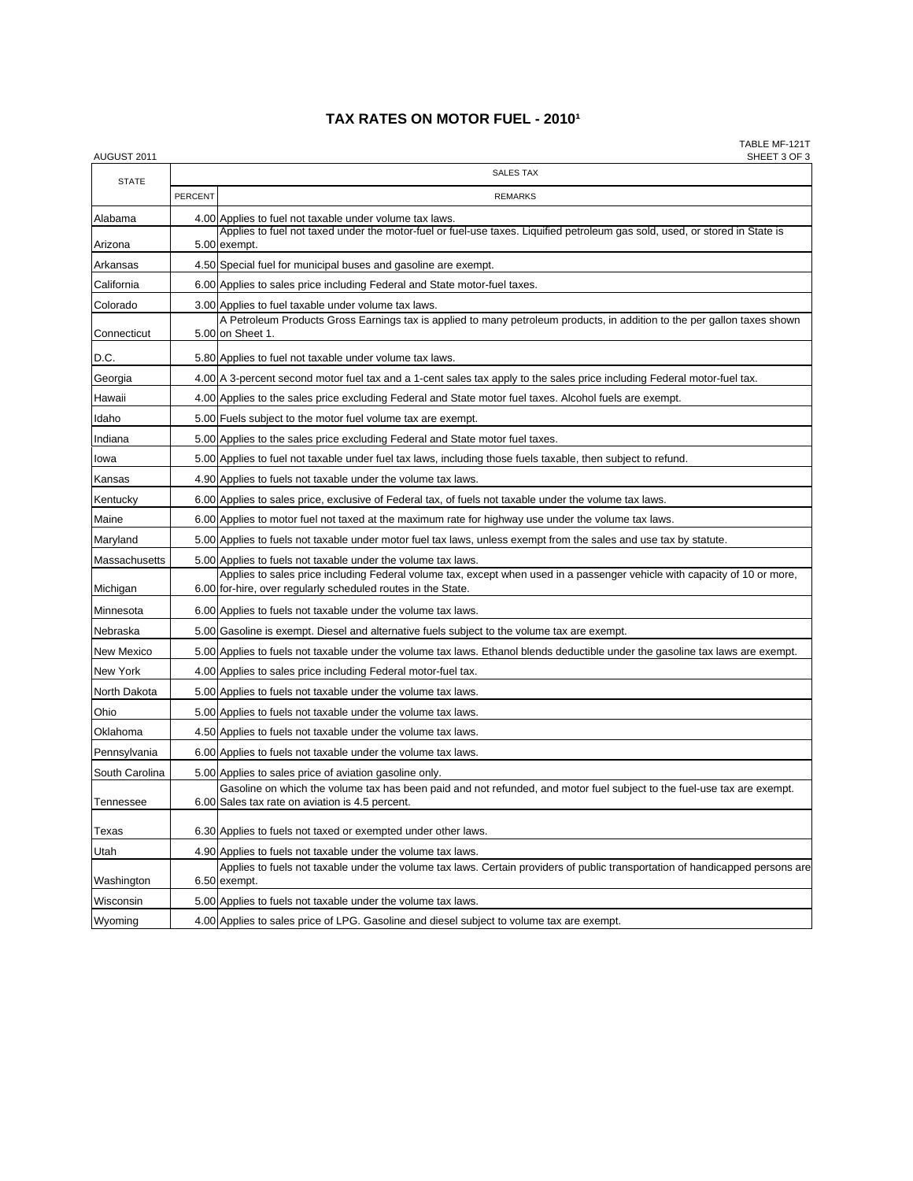# TAX RATES ON MOTOR FUEL - 2010[1]

AUGUST 2011

TABLE MF-121T
SHEET 3 OF 3

| STATE | SALES TAX | |
|---|---|---|
| | PERCENT | REMARKS |
| Alabama | 4.00 | Applies to fuel not taxable under volume tax laws. |
| Arizona | 5.00 | Applies to fuel not taxed under the motor-fuel or fuel-use taxes. Liquified petroleum gas sold, used, or stored in State is exempt. |
| Arkansas | 4.50 | Special fuel for municipal buses and gasoline are exempt. |
| California | 6.00 | Applies to sales price including Federal and State motor-fuel taxes. |
| Colorado | 3.00 | Applies to fuel taxable under volume tax laws. |
| Connecticut | 5.00 | A Petroleum Products Gross Earnings tax is applied to many petroleum products, in addition to the per gallon taxes shown on Sheet 1. |
| D.C. | 5.80 | Applies to fuel not taxable under volume tax laws. |
| Georgia | 4.00 | A 3-percent second motor fuel tax and a 1-cent sales tax apply to the sales price including Federal motor-fuel tax. |
| Hawaii | 4.00 | Applies to the sales price excluding Federal and State motor fuel taxes. Alcohol fuels are exempt. |
| Idaho | 5.00 | Fuels subject to the motor fuel volume tax are exempt. |
| Indiana | 5.00 | Applies to the sales price excluding Federal and State motor fuel taxes. |
| Iowa | 5.00 | Applies to fuel not taxable under fuel tax laws, including those fuels taxable, then subject to refund. |
| Kansas | 4.90 | Applies to fuels not taxable under the volume tax laws. |
| Kentucky | 6.00 | Applies to sales price, exclusive of Federal tax, of fuels not taxable under the volume tax laws. |
| Maine | 6.00 | Applies to motor fuel not taxed at the maximum rate for highway use under the volume tax laws. |
| Maryland | 5.00 | Applies to fuels not taxable under motor fuel tax laws, unless exempt from the sales and use tax by statute. |
| Massachusetts | 5.00 | Applies to fuels not taxable under the volume tax laws. |
| Michigan | 6.00 | Applies to sales price including Federal volume tax, except when used in a passenger vehicle with capacity of 10 or more, for-hire, over regularly scheduled routes in the State. |
| Minnesota | 6.00 | Applies to fuels not taxable under the volume tax laws. |
| Nebraska | 5.00 | Gasoline is exempt. Diesel and alternative fuels subject to the volume tax are exempt. |
| New Mexico | 5.00 | Applies to fuels not taxable under the volume tax laws. Ethanol blends deductible under the gasoline tax laws are exempt. |
| New York | 4.00 | Applies to sales price including Federal motor-fuel tax. |
| North Dakota | 5.00 | Applies to fuels not taxable under the volume tax laws. |
| Ohio | 5.00 | Applies to fuels not taxable under the volume tax laws. |
| Oklahoma | 4.50 | Applies to fuels not taxable under the volume tax laws. |
| Pennsylvania | 6.00 | Applies to fuels not taxable under the volume tax laws. |
| South Carolina | 5.00 | Applies to sales price of aviation gasoline only. |
| Tennessee | 6.00 | Gasoline on which the volume tax has been paid and not refunded, and motor fuel subject to the fuel-use tax are exempt. Sales tax rate on aviation is 4.5 percent. |
| Texas | 6.30 | Applies to fuels not taxed or exempted under other laws. |
| Utah | 4.90 | Applies to fuels not taxable under the volume tax laws. |
| Washington | 6.50 | Applies to fuels not taxable under the volume tax laws. Certain providers of public transportation of handicapped persons are exempt. |
| Wisconsin | 5.00 | Applies to fuels not taxable under the volume tax laws. |
| Wyoming | 4.00 | Applies to sales price of LPG. Gasoline and diesel subject to volume tax are exempt. |